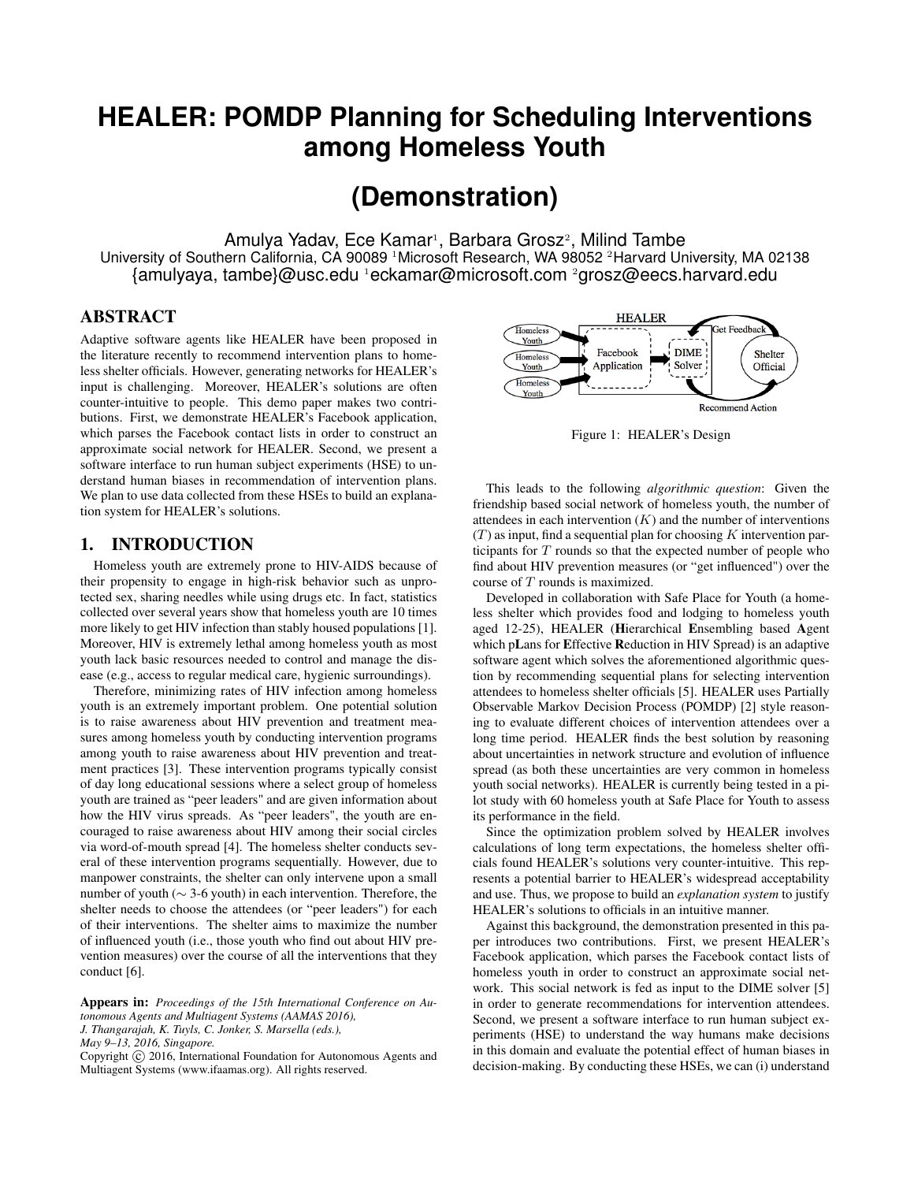# HEALER: POMDP Planning for Scheduling Interventions among Homeless Youth

# (Demonstration)

Amulya Yadav, Ece Kamar[1], Barbara Grosz[2], Milind Tambe

University of Southern California, CA 90089 [1]Microsoft Research, WA 98052 [2]Harvard University, MA 02138

{amulyaya, tambe}@usc.edu [1]eckamar@microsoft.com [2]grosz@eecs.harvard.edu

## ABSTRACT

Adaptive software agents like HEALER have been proposed in the literature recently to recommend intervention plans to homeless shelter officials. However, generating networks for HEALER's input is challenging. Moreover, HEALER's solutions are often counter-intuitive to people. This demo paper makes two contributions. First, we demonstrate HEALER's Facebook application, which parses the Facebook contact lists in order to construct an approximate social network for HEALER. Second, we present a software interface to run human subject experiments (HSE) to understand human biases in recommendation of intervention plans. We plan to use data collected from these HSEs to build an explanation system for HEALER's solutions.

## 1. INTRODUCTION

Homeless youth are extremely prone to HIV-AIDS because of their propensity to engage in high-risk behavior such as unprotected sex, sharing needles while using drugs etc. In fact, statistics collected over several years show that homeless youth are 10 times more likely to get HIV infection than stably housed populations [1]. Moreover, HIV is extremely lethal among homeless youth as most youth lack basic resources needed to control and manage the disease (e.g., access to regular medical care, hygienic surroundings).

Therefore, minimizing rates of HIV infection among homeless youth is an extremely important problem. One potential solution is to raise awareness about HIV prevention and treatment measures among homeless youth by conducting intervention programs among youth to raise awareness about HIV prevention and treatment practices [3]. These intervention programs typically consist of day long educational sessions where a select group of homeless youth are trained as "peer leaders" and are given information about how the HIV virus spreads. As "peer leaders", the youth are encouraged to raise awareness about HIV among their social circles via word-of-mouth spread [4]. The homeless shelter conducts several of these intervention programs sequentially. However, due to manpower constraints, the shelter can only intervene upon a small number of youth ($\sim$ 3-6 youth) in each intervention. Therefore, the shelter needs to choose the attendees (or "peer leaders") for each of their interventions. The shelter aims to maximize the number of influenced youth (i.e., those youth who find out about HIV prevention measures) over the course of all the interventions that they conduct [6].

**Appears in:** *Proceedings of the 15th International Conference on Autonomous Agents and Multiagent Systems (AAMAS 2016), J. Thangarajah, K. Tuyls, C. Jonker, S. Marsella (eds.), May 9–13, 2016, Singapore.*
Copyright © 2016, International Foundation for Autonomous Agents and Multiagent Systems (www.ifaamas.org). All rights reserved.

Figure 1: HEALER's Design

This leads to the following *algorithmic question*: Given the friendship based social network of homeless youth, the number of attendees in each intervention ($K$) and the number of interventions ($T$) as input, find a sequential plan for choosing $K$ intervention participants for $T$ rounds so that the expected number of people who find about HIV prevention measures (or "get influenced") over the course of $T$ rounds is maximized.

Developed in collaboration with Safe Place for Youth (a homeless shelter which provides food and lodging to homeless youth aged 12-25), HEALER (**H**ierarchical **E**nsembling based **A**gent which p**L**ans for **E**ffective **R**eduction in HIV Spread) is an adaptive software agent which solves the aforementioned algorithmic question by recommending sequential plans for selecting intervention attendees to homeless shelter officials [5]. HEALER uses Partially Observable Markov Decision Process (POMDP) [2] style reasoning to evaluate different choices of intervention attendees over a long time period. HEALER finds the best solution by reasoning about uncertainties in network structure and evolution of influence spread (as both these uncertainties are very common in homeless youth social networks). HEALER is currently being tested in a pilot study with 60 homeless youth at Safe Place for Youth to assess its performance in the field.

Since the optimization problem solved by HEALER involves calculations of long term expectations, the homeless shelter officials found HEALER's solutions very counter-intuitive. This represents a potential barrier to HEALER's widespread acceptability and use. Thus, we propose to build an *explanation system* to justify HEALER's solutions to officials in an intuitive manner.

Against this background, the demonstration presented in this paper introduces two contributions. First, we present HEALER's Facebook application, which parses the Facebook contact lists of homeless youth in order to construct an approximate social network. This social network is fed as input to the DIME solver [5] in order to generate recommendations for intervention attendees. Second, we present a software interface to run human subject experiments (HSE) to understand the way humans make decisions in this domain and evaluate the potential effect of human biases in decision-making. By conducting these HSEs, we can (i) understand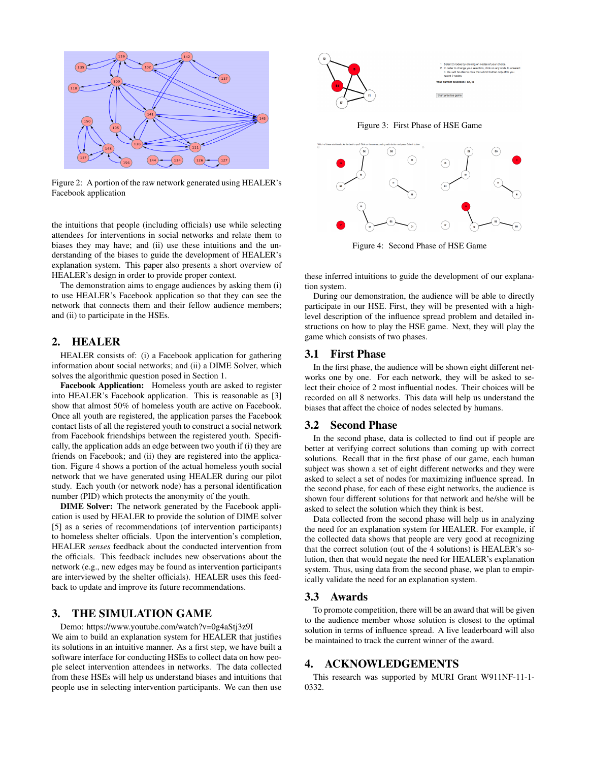Figure 2: A portion of the raw network generated using HEALER's Facebook application

the intuitions that people (including officials) use while selecting attendees for interventions in social networks and relate them to biases they may have; and (ii) use these intuitions and the understanding of the biases to guide the development of HEALER's explanation system. This paper also presents a short overview of HEALER's design in order to provide proper context.

The demonstration aims to engage audiences by asking them (i) to use HEALER's Facebook application so that they can see the network that connects them and their fellow audience members; and (ii) to participate in the HSEs.

## 2. HEALER

HEALER consists of: (i) a Facebook application for gathering information about social networks; and (ii) a DIME Solver, which solves the algorithmic question posed in Section 1.

**Facebook Application:** Homeless youth are asked to register into HEALER's Facebook application. This is reasonable as [3] show that almost 50% of homeless youth are active on Facebook. Once all youth are registered, the application parses the Facebook contact lists of all the registered youth to construct a social network from Facebook friendships between the registered youth. Specifically, the application adds an edge between two youth if (i) they are friends on Facebook; and (ii) they are registered into the application. Figure 4 shows a portion of the actual homeless youth social network that we have generated using HEALER during our pilot study. Each youth (or network node) has a personal identification number (PID) which protects the anonymity of the youth.

**DIME Solver:** The network generated by the Facebook application is used by HEALER to provide the solution of DIME solver [5] as a series of recommendations (of intervention participants) to homeless shelter officials. Upon the intervention's completion, HEALER *senses* feedback about the conducted intervention from the officials. This feedback includes new observations about the network (e.g., new edges may be found as intervention participants are interviewed by the shelter officials). HEALER uses this feedback to update and improve its future recommendations.

## 3. THE SIMULATION GAME

Demo: https://www.youtube.com/watch?v=0g4aStj3z9I

We aim to build an explanation system for HEALER that justifies its solutions in an intuitive manner. As a first step, we have built a software interface for conducting HSEs to collect data on how people select intervention attendees in networks. The data collected from these HSEs will help us understand biases and intuitions that people use in selecting intervention participants. We can then use these inferred intuitions to guide the development of our explanation system.

Figure 3: First Phase of HSE Game

Figure 4: Second Phase of HSE Game

During our demonstration, the audience will be able to directly participate in our HSE. First, they will be presented with a high-level description of the influence spread problem and detailed instructions on how to play the HSE game. Next, they will play the game which consists of two phases.

### 3.1 First Phase

In the first phase, the audience will be shown eight different networks one by one. For each network, they will be asked to select their choice of 2 most influential nodes. Their choices will be recorded on all 8 networks. This data will help us understand the biases that affect the choice of nodes selected by humans.

### 3.2 Second Phase

In the second phase, data is collected to find out if people are better at verifying correct solutions than coming up with correct solutions. Recall that in the first phase of our game, each human subject was shown a set of eight different networks and they were asked to select a set of nodes for maximizing influence spread. In the second phase, for each of these eight networks, the audience is shown four different solutions for that network and he/she will be asked to select the solution which they think is best.

Data collected from the second phase will help us in analyzing the need for an explanation system for HEALER. For example, if the collected data shows that people are very good at recognizing that the correct solution (out of the 4 solutions) is HEALER's solution, then that would negate the need for HEALER's explanation system. Thus, using data from the second phase, we plan to empirically validate the need for an explanation system.

### 3.3 Awards

To promote competition, there will be an award that will be given to the audience member whose solution is closest to the optimal solution in terms of influence spread. A live leaderboard will also be maintained to track the current winner of the award.

## 4. ACKNOWLEDGEMENTS

This research was supported by MURI Grant W911NF-11-1-0332.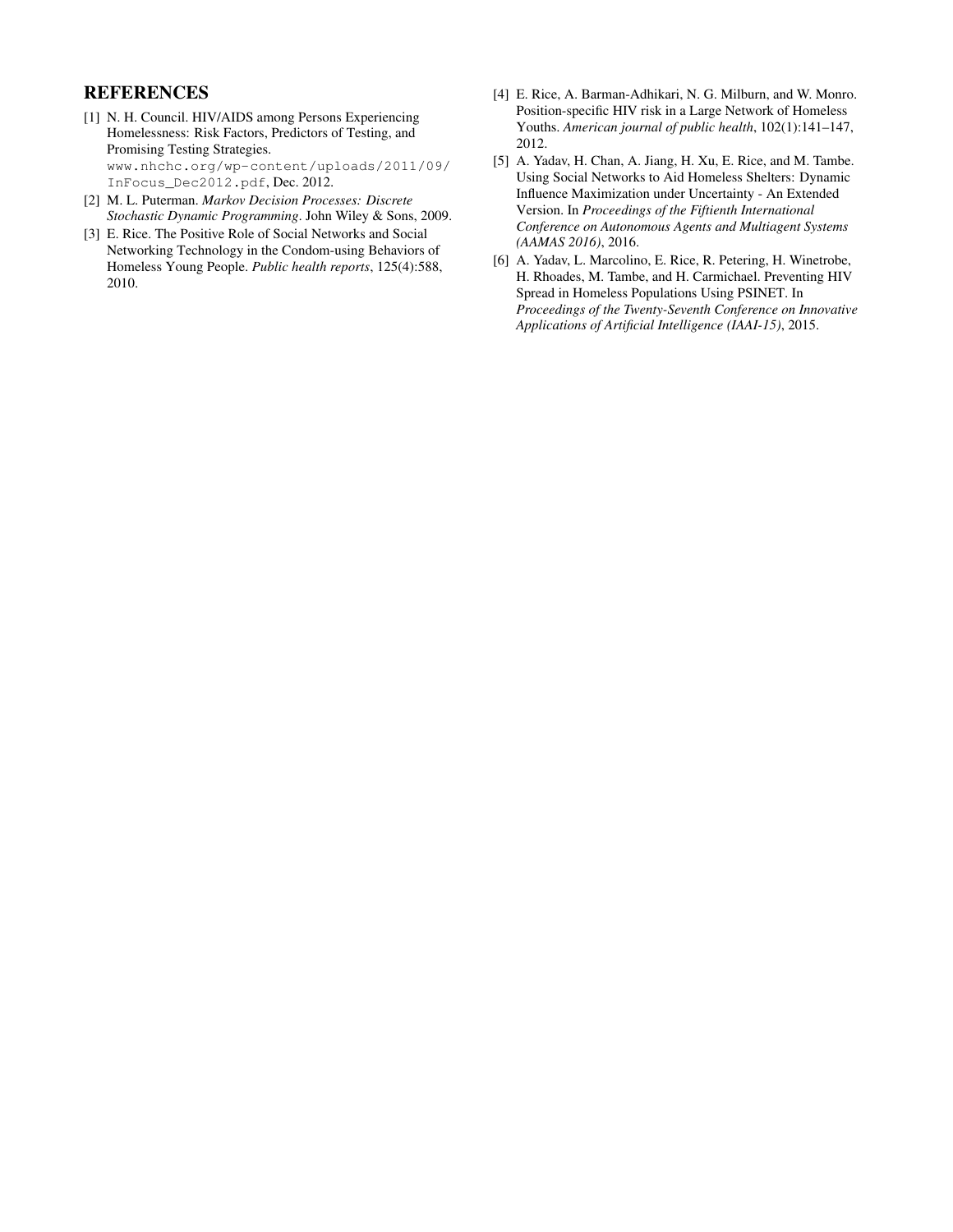## REFERENCES

[1] N. H. Council. HIV/AIDS among Persons Experiencing Homelessness: Risk Factors, Predictors of Testing, and Promising Testing Strategies. www.nhchc.org/wp-content/uploads/2011/09/InFocus_Dec2012.pdf, Dec. 2012.

[2] M. L. Puterman. *Markov Decision Processes: Discrete Stochastic Dynamic Programming*. John Wiley & Sons, 2009.

[3] E. Rice. The Positive Role of Social Networks and Social Networking Technology in the Condom-using Behaviors of Homeless Young People. *Public health reports*, 125(4):588, 2010.

[4] E. Rice, A. Barman-Adhikari, N. G. Milburn, and W. Monro. Position-specific HIV risk in a Large Network of Homeless Youths. *American journal of public health*, 102(1):141–147, 2012.

[5] A. Yadav, H. Chan, A. Jiang, H. Xu, E. Rice, and M. Tambe. Using Social Networks to Aid Homeless Shelters: Dynamic Influence Maximization under Uncertainty - An Extended Version. In *Proceedings of the Fiftienth International Conference on Autonomous Agents and Multiagent Systems (AAMAS 2016)*, 2016.

[6] A. Yadav, L. Marcolino, E. Rice, R. Petering, H. Winetrobe, H. Rhoades, M. Tambe, and H. Carmichael. Preventing HIV Spread in Homeless Populations Using PSINET. In *Proceedings of the Twenty-Seventh Conference on Innovative Applications of Artificial Intelligence (IAAI-15)*, 2015.